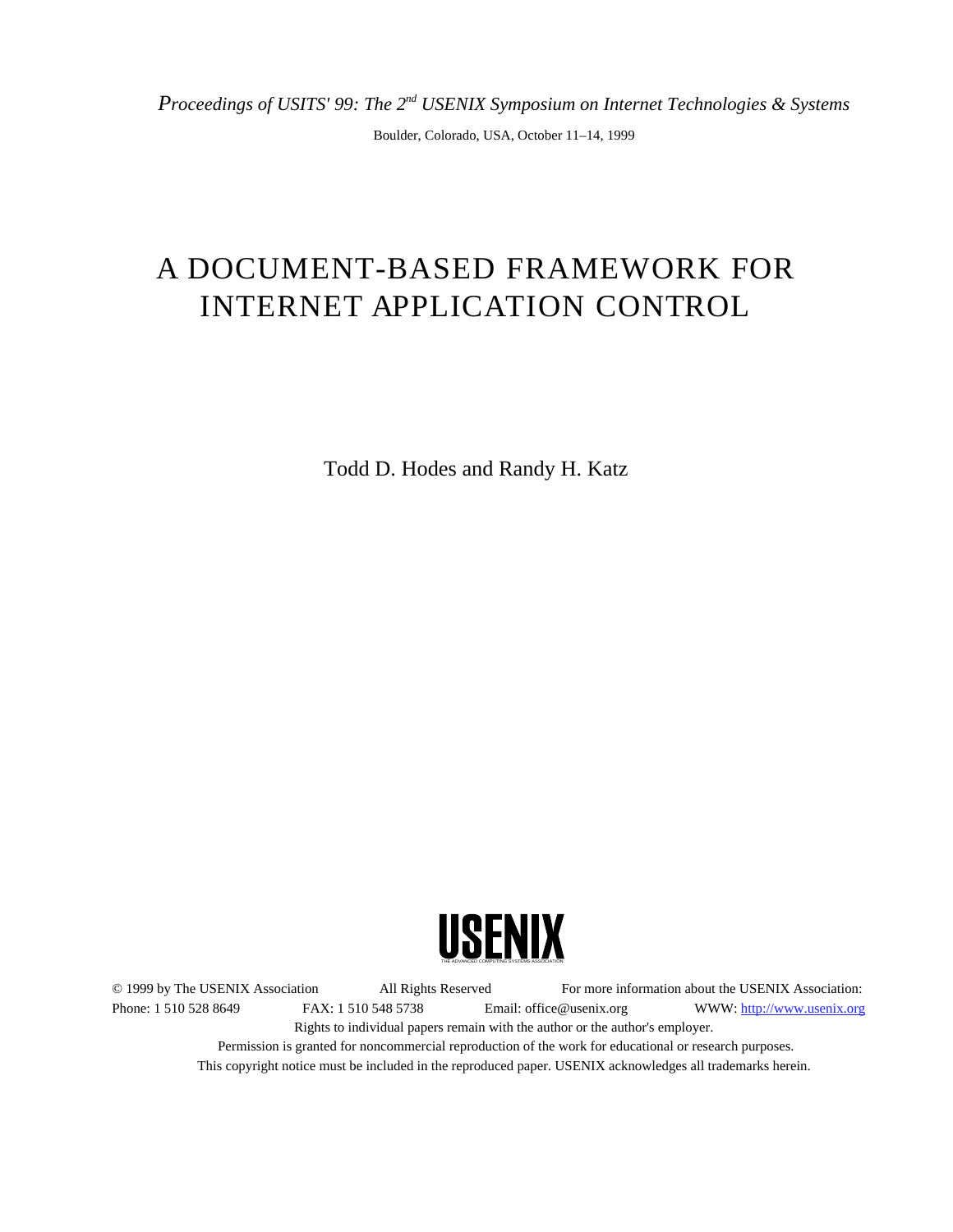*Proceedings of USITS' 99: The 2nd USENIX Symposium on Internet Technologies & Systems*

Boulder, Colorado, USA, October 11–14, 1999

# A DOCUMENT-BASED FRAMEWORK FOR INTERNET APPLICATION CONTROL

Todd D. Hodes and Randy H. Katz

USENIX

THE ADVANCED COMPUTING SYSTEMS ASSOCIATION

© 1999 by The USENIX Association All Rights Reserved For more information about the USENIX Association:
Phone: 1 510 528 8649 FAX: 1 510 548 5738 Email: office@usenix.org WWW: http://www.usenix.org
Rights to individual papers remain with the author or the author's employer.
Permission is granted for noncommercial reproduction of the work for educational or research purposes.
This copyright notice must be included in the reproduced paper. USENIX acknowledges all trademarks herein.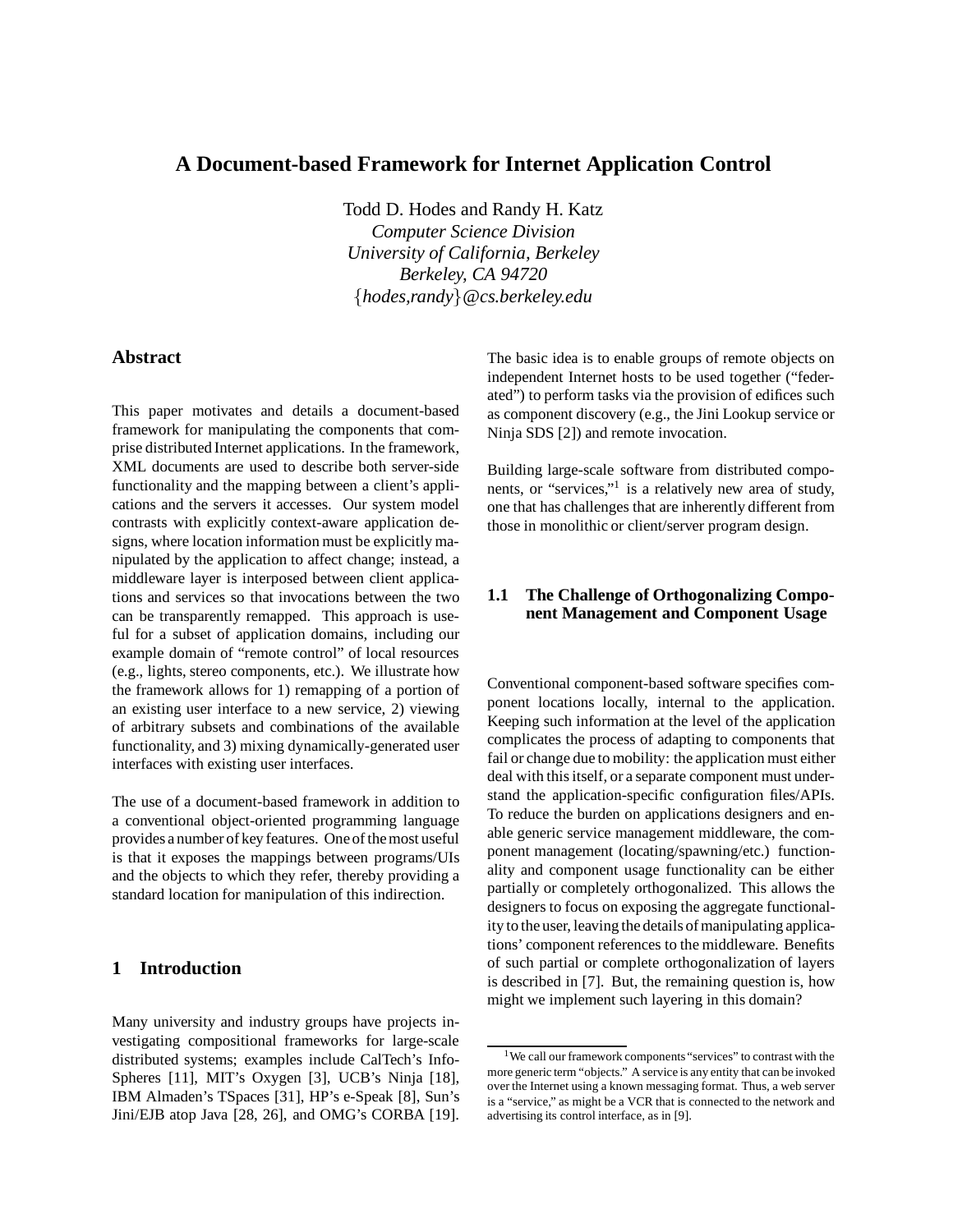# A Document-based Framework for Internet Application Control

Todd D. Hodes and Randy H. Katz
*Computer Science Division*
*University of California, Berkeley*
*Berkeley, CA 94720*
*{hodes,randy}@cs.berkeley.edu*

## Abstract

This paper motivates and details a document-based framework for manipulating the components that comprise distributed Internet applications. In the framework, XML documents are used to describe both server-side functionality and the mapping between a client's applications and the servers it accesses. Our system model contrasts with explicitly context-aware application designs, where location information must be explicitly manipulated by the application to affect change; instead, a middleware layer is interposed between client applications and services so that invocations between the two can be transparently remapped. This approach is useful for a subset of application domains, including our example domain of "remote control" of local resources (e.g., lights, stereo components, etc.). We illustrate how the framework allows for 1) remapping of a portion of an existing user interface to a new service, 2) viewing of arbitrary subsets and combinations of the available functionality, and 3) mixing dynamically-generated user interfaces with existing user interfaces.

The use of a document-based framework in addition to a conventional object-oriented programming language provides a number of key features. One of the most useful is that it exposes the mappings between programs/UIs and the objects to which they refer, thereby providing a standard location for manipulation of this indirection.

## 1 Introduction

Many university and industry groups have projects investigating compositional frameworks for large-scale distributed systems; examples include CalTech's InfoSpheres [11], MIT's Oxygen [3], UCB's Ninja [18], IBM Almaden's TSpaces [31], HP's e-Speak [8], Sun's Jini/EJB atop Java [28, 26], and OMG's CORBA [19]. The basic idea is to enable groups of remote objects on independent Internet hosts to be used together ("federated") to perform tasks via the provision of edifices such as component discovery (e.g., the Jini Lookup service or Ninja SDS [2]) and remote invocation.

Building large-scale software from distributed components, or "services,"[1] is a relatively new area of study, one that has challenges that are inherently different from those in monolithic or client/server program design.

### 1.1 The Challenge of Orthogonalizing Component Management and Component Usage

Conventional component-based software specifies component locations locally, internal to the application. Keeping such information at the level of the application complicates the process of adapting to components that fail or change due to mobility: the application must either deal with this itself, or a separate component must understand the application-specific configuration files/APIs. To reduce the burden on applications designers and enable generic service management middleware, the component management (locating/spawning/etc.) functionality and component usage functionality can be either partially or completely orthogonalized. This allows the designers to focus on exposing the aggregate functionality to the user, leaving the details of manipulating applications' component references to the middleware. Benefits of such partial or complete orthogonalization of layers is described in [7]. But, the remaining question is, how might we implement such layering in this domain?

[1] We call our framework components "services" to contrast with the more generic term "objects." A service is any entity that can be invoked over the Internet using a known messaging format. Thus, a web server is a "service," as might be a VCR that is connected to the network and advertising its control interface, as in [9].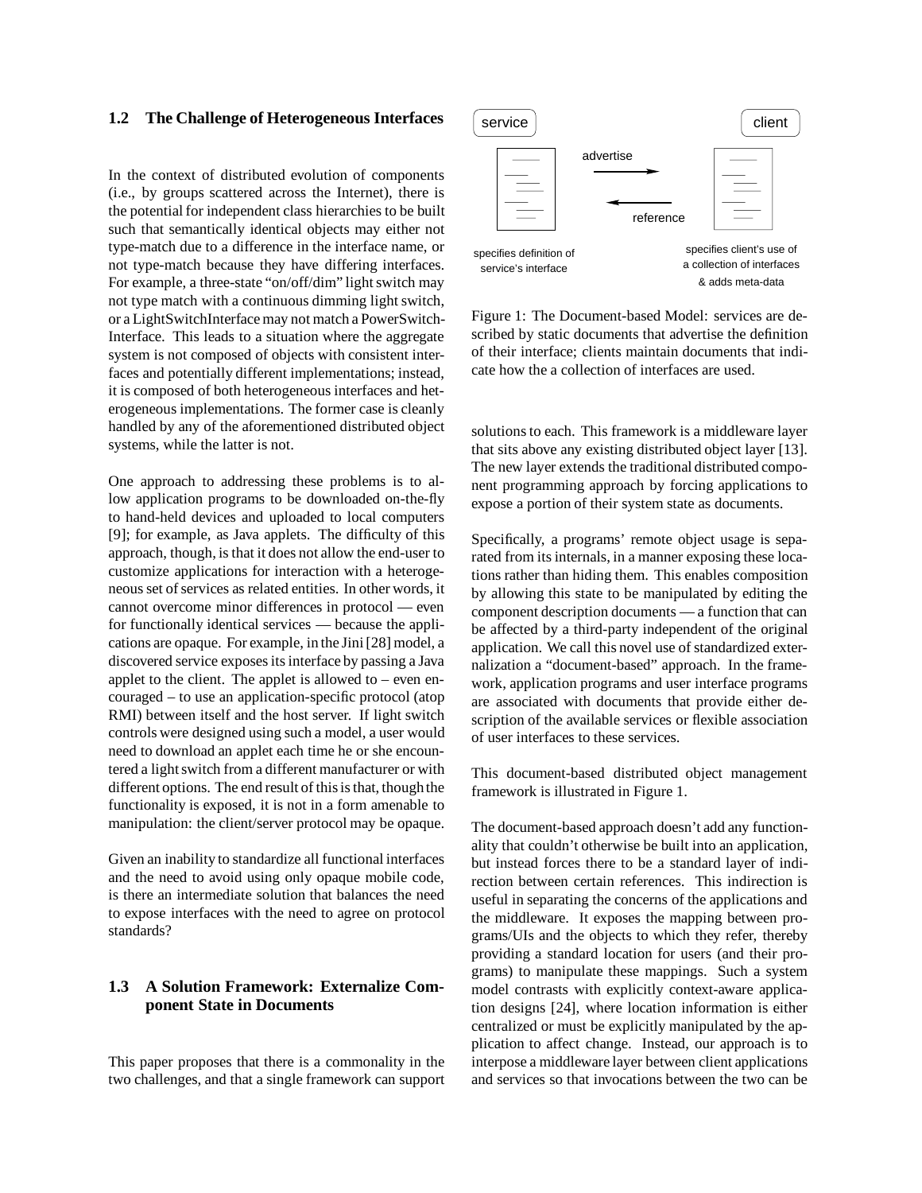## 1.2 The Challenge of Heterogeneous Interfaces

In the context of distributed evolution of components (i.e., by groups scattered across the Internet), there is the potential for independent class hierarchies to be built such that semantically identical objects may either not type-match due to a difference in the interface name, or not type-match because they have differing interfaces. For example, a three-state "on/off/dim" light switch may not type match with a continuous dimming light switch, or a LightSwitchInterface may not match a PowerSwitch-Interface. This leads to a situation where the aggregate system is not composed of objects with consistent interfaces and potentially different implementations; instead, it is composed of both heterogeneous interfaces and heterogeneous implementations. The former case is cleanly handled by any of the aforementioned distributed object systems, while the latter is not.

One approach to addressing these problems is to allow application programs to be downloaded on-the-fly to hand-held devices and uploaded to local computers [9]; for example, as Java applets. The difficulty of this approach, though, is that it does not allow the end-user to customize applications for interaction with a heterogeneous set of services as related entities. In other words, it cannot overcome minor differences in protocol — even for functionally identical services — because the applications are opaque. For example, in the Jini [28] model, a discovered service exposes its interface by passing a Java applet to the client. The applet is allowed to – even encouraged – to use an application-specific protocol (atop RMI) between itself and the host server. If light switch controls were designed using such a model, a user would need to download an applet each time he or she encountered a light switch from a different manufacturer or with different options. The end result of this is that, though the functionality is exposed, it is not in a form amenable to manipulation: the client/server protocol may be opaque.

Given an inability to standardize all functional interfaces and the need to avoid using only opaque mobile code, is there an intermediate solution that balances the need to expose interfaces with the need to agree on protocol standards?

## 1.3 A Solution Framework: Externalize Component State in Documents

This paper proposes that there is a commonality in the two challenges, and that a single framework can support solutions to each. This framework is a middleware layer that sits above any existing distributed object layer [13]. The new layer extends the traditional distributed component programming approach by forcing applications to expose a portion of their system state as documents.

Figure 1: The Document-based Model: services are described by static documents that advertise the definition of their interface; clients maintain documents that indicate how the a collection of interfaces are used.

Specifically, a programs' remote object usage is separated from its internals, in a manner exposing these locations rather than hiding them. This enables composition by allowing this state to be manipulated by editing the component description documents — a function that can be affected by a third-party independent of the original application. We call this novel use of standardized externalization a "document-based" approach. In the framework, application programs and user interface programs are associated with documents that provide either description of the available services or flexible association of user interfaces to these services.

This document-based distributed object management framework is illustrated in Figure 1.

The document-based approach doesn't add any functionality that couldn't otherwise be built into an application, but instead forces there to be a standard layer of indirection between certain references. This indirection is useful in separating the concerns of the applications and the middleware. It exposes the mapping between programs/UIs and the objects to which they refer, thereby providing a standard location for users (and their programs) to manipulate these mappings. Such a system model contrasts with explicitly context-aware application designs [24], where location information is either centralized or must be explicitly manipulated by the application to affect change. Instead, our approach is to interpose a middleware layer between client applications and services so that invocations between the two can be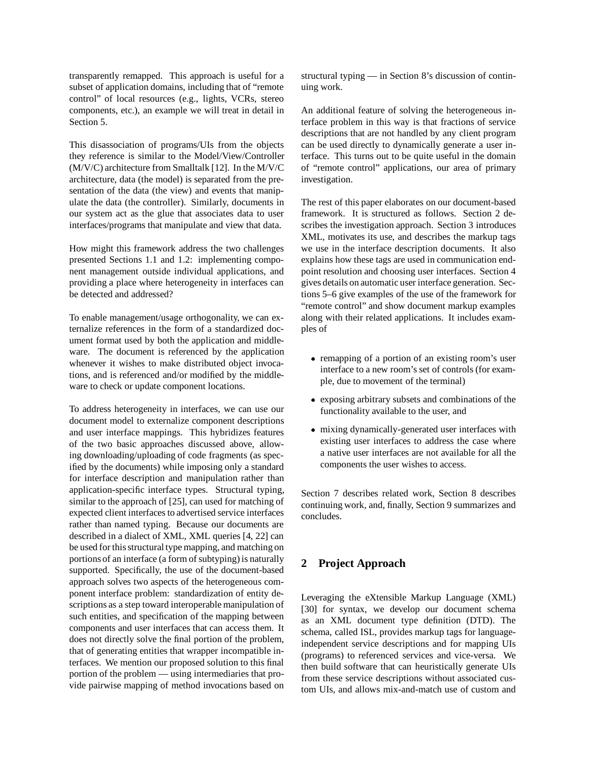transparently remapped. This approach is useful for a subset of application domains, including that of "remote control" of local resources (e.g., lights, VCRs, stereo components, etc.), an example we will treat in detail in Section 5.

This disassociation of programs/UIs from the objects they reference is similar to the Model/View/Controller (M/V/C) architecture from Smalltalk [12]. In the M/V/C architecture, data (the model) is separated from the presentation of the data (the view) and events that manipulate the data (the controller). Similarly, documents in our system act as the glue that associates data to user interfaces/programs that manipulate and view that data.

How might this framework address the two challenges presented Sections 1.1 and 1.2: implementing component management outside individual applications, and providing a place where heterogeneity in interfaces can be detected and addressed?

To enable management/usage orthogonality, we can externalize references in the form of a standardized document format used by both the application and middleware. The document is referenced by the application whenever it wishes to make distributed object invocations, and is referenced and/or modified by the middleware to check or update component locations.

To address heterogeneity in interfaces, we can use our document model to externalize component descriptions and user interface mappings. This hybridizes features of the two basic approaches discussed above, allowing downloading/uploading of code fragments (as specified by the documents) while imposing only a standard for interface description and manipulation rather than application-specific interface types. Structural typing, similar to the approach of [25], can used for matching of expected client interfaces to advertised service interfaces rather than named typing. Because our documents are described in a dialect of XML, XML queries [4, 22] can be used for this structural type mapping, and matching on portions of an interface (a form of subtyping) is naturally supported. Specifically, the use of the document-based approach solves two aspects of the heterogeneous component interface problem: standardization of entity descriptions as a step toward interoperable manipulation of such entities, and specification of the mapping between components and user interfaces that can access them. It does not directly solve the final portion of the problem, that of generating entities that wrapper incompatible interfaces. We mention our proposed solution to this final portion of the problem — using intermediaries that provide pairwise mapping of method invocations based on structural typing — in Section 8's discussion of continuing work.

An additional feature of solving the heterogeneous interface problem in this way is that fractions of service descriptions that are not handled by any client program can be used directly to dynamically generate a user interface. This turns out to be quite useful in the domain of "remote control" applications, our area of primary investigation.

The rest of this paper elaborates on our document-based framework. It is structured as follows. Section 2 describes the investigation approach. Section 3 introduces XML, motivates its use, and describes the markup tags we use in the interface description documents. It also explains how these tags are used in communication endpoint resolution and choosing user interfaces. Section 4 gives details on automatic user interface generation. Sections 5–6 give examples of the use of the framework for "remote control" and show document markup examples along with their related applications. It includes examples of

- remapping of a portion of an existing room's user interface to a new room's set of controls (for example, due to movement of the terminal)
- exposing arbitrary subsets and combinations of the functionality available to the user, and
- mixing dynamically-generated user interfaces with existing user interfaces to address the case where a native user interfaces are not available for all the components the user wishes to access.

Section 7 describes related work, Section 8 describes continuing work, and, finally, Section 9 summarizes and concludes.

## 2 Project Approach

Leveraging the eXtensible Markup Language (XML) [30] for syntax, we develop our document schema as an XML document type definition (DTD). The schema, called ISL, provides markup tags for language-independent service descriptions and for mapping UIs (programs) to referenced services and vice-versa. We then build software that can heuristically generate UIs from these service descriptions without associated custom UIs, and allows mix-and-match use of custom and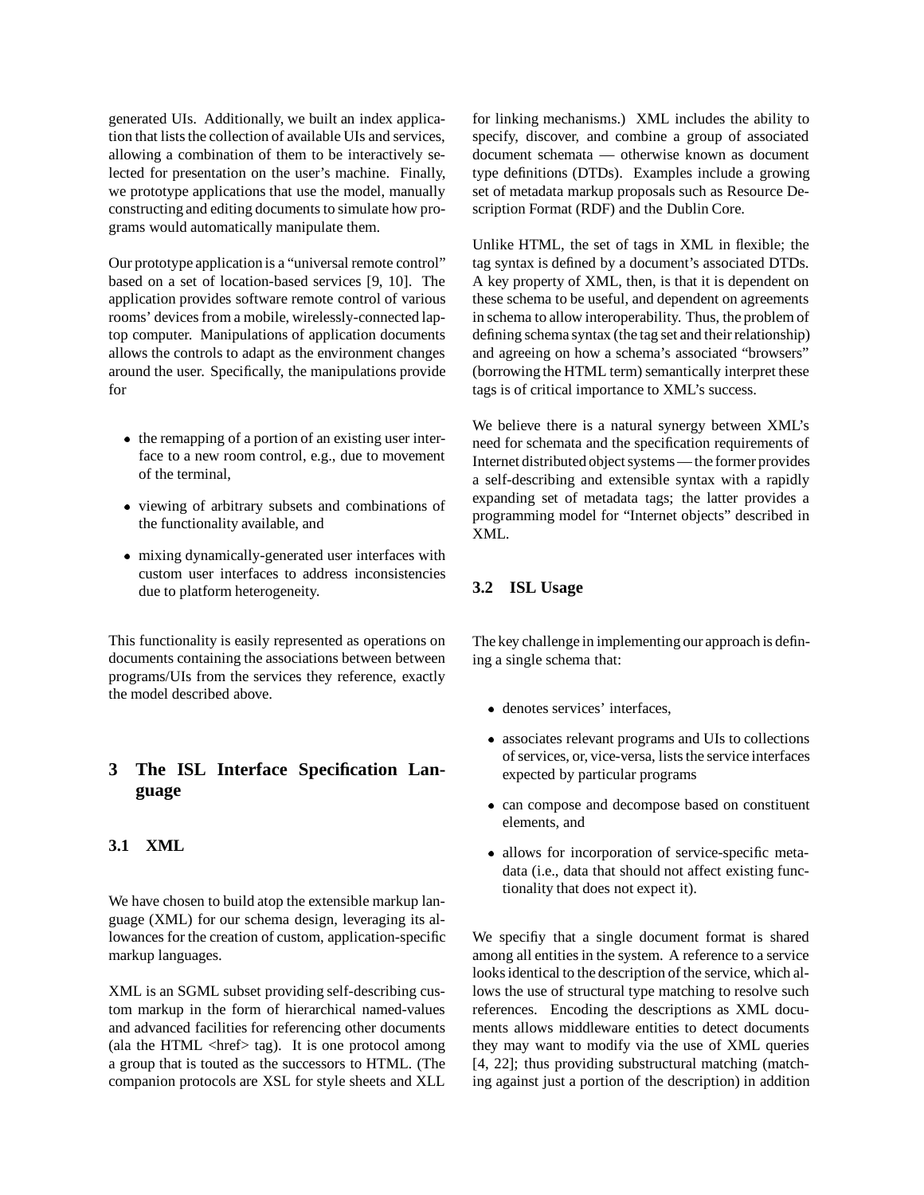generated UIs. Additionally, we built an index application that lists the collection of available UIs and services, allowing a combination of them to be interactively selected for presentation on the user's machine. Finally, we prototype applications that use the model, manually constructing and editing documents to simulate how programs would automatically manipulate them.

Our prototype application is a "universal remote control" based on a set of location-based services [9, 10]. The application provides software remote control of various rooms' devices from a mobile, wirelessly-connected laptop computer. Manipulations of application documents allows the controls to adapt as the environment changes around the user. Specifically, the manipulations provide for

- the remapping of a portion of an existing user interface to a new room control, e.g., due to movement of the terminal,
- viewing of arbitrary subsets and combinations of the functionality available, and
- mixing dynamically-generated user interfaces with custom user interfaces to address inconsistencies due to platform heterogeneity.

This functionality is easily represented as operations on documents containing the associations between between programs/UIs from the services they reference, exactly the model described above.

## 3 The ISL Interface Specification Language

### 3.1 XML

We have chosen to build atop the extensible markup language (XML) for our schema design, leveraging its allowances for the creation of custom, application-specific markup languages.

XML is an SGML subset providing self-describing custom markup in the form of hierarchical named-values and advanced facilities for referencing other documents (ala the HTML <href> tag). It is one protocol among a group that is touted as the successors to HTML. (The companion protocols are XSL for style sheets and XLL for linking mechanisms.) XML includes the ability to specify, discover, and combine a group of associated document schemata — otherwise known as document type definitions (DTDs). Examples include a growing set of metadata markup proposals such as Resource Description Format (RDF) and the Dublin Core.

Unlike HTML, the set of tags in XML in flexible; the tag syntax is defined by a document's associated DTDs. A key property of XML, then, is that it is dependent on these schema to be useful, and dependent on agreements in schema to allow interoperability. Thus, the problem of defining schema syntax (the tag set and their relationship) and agreeing on how a schema's associated "browsers" (borrowing the HTML term) semantically interpret these tags is of critical importance to XML's success.

We believe there is a natural synergy between XML's need for schemata and the specification requirements of Internet distributed object systems — the former provides a self-describing and extensible syntax with a rapidly expanding set of metadata tags; the latter provides a programming model for "Internet objects" described in XML.

### 3.2 ISL Usage

The key challenge in implementing our approach is defining a single schema that:

- denotes services' interfaces,
- associates relevant programs and UIs to collections of services, or, vice-versa, lists the service interfaces expected by particular programs
- can compose and decompose based on constituent elements, and
- allows for incorporation of service-specific metadata (i.e., data that should not affect existing functionality that does not expect it).

We specifiy that a single document format is shared among all entities in the system. A reference to a service looks identical to the description of the service, which allows the use of structural type matching to resolve such references. Encoding the descriptions as XML documents allows middleware entities to detect documents they may want to modify via the use of XML queries [4, 22]; thus providing substructural matching (matching against just a portion of the description) in addition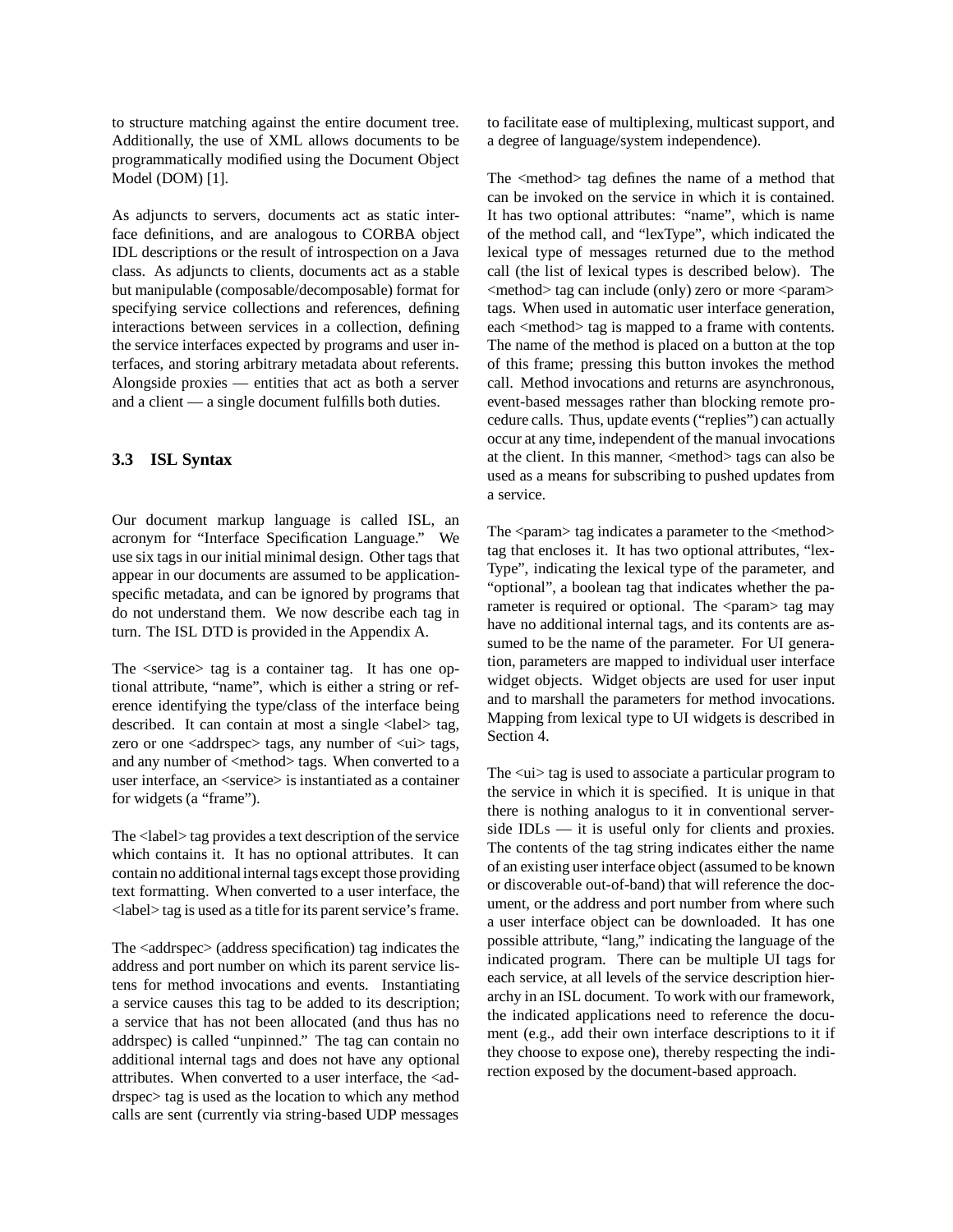to structure matching against the entire document tree. Additionally, the use of XML allows documents to be programmatically modified using the Document Object Model (DOM) [1].

As adjuncts to servers, documents act as static interface definitions, and are analogous to CORBA object IDL descriptions or the result of introspection on a Java class. As adjuncts to clients, documents act as a stable but manipulable (composable/decomposable) format for specifying service collections and references, defining interactions between services in a collection, defining the service interfaces expected by programs and user interfaces, and storing arbitrary metadata about referents. Alongside proxies — entities that act as both a server and a client — a single document fulfills both duties.

### 3.3 ISL Syntax

Our document markup language is called ISL, an acronym for "Interface Specification Language." We use six tags in our initial minimal design. Other tags that appear in our documents are assumed to be application-specific metadata, and can be ignored by programs that do not understand them. We now describe each tag in turn. The ISL DTD is provided in the Appendix A.

The <service> tag is a container tag. It has one optional attribute, "name", which is either a string or reference identifying the type/class of the interface being described. It can contain at most a single <label> tag, zero or one <addrspec> tags, any number of <ui> tags, and any number of <method> tags. When converted to a user interface, an <service> is instantiated as a container for widgets (a "frame").

The <label> tag provides a text description of the service which contains it. It has no optional attributes. It can contain no additional internal tags except those providing text formatting. When converted to a user interface, the <label> tag is used as a title for its parent service's frame.

The <addrspec> (address specification) tag indicates the address and port number on which its parent service listens for method invocations and events. Instantiating a service causes this tag to be added to its description; a service that has not been allocated (and thus has no addrspec) is called "unpinned." The tag can contain no additional internal tags and does not have any optional attributes. When converted to a user interface, the <addrspec> tag is used as the location to which any method calls are sent (currently via string-based UDP messages to facilitate ease of multiplexing, multicast support, and a degree of language/system independence).

The <method> tag defines the name of a method that can be invoked on the service in which it is contained. It has two optional attributes: "name", which is name of the method call, and "lexType", which indicated the lexical type of messages returned due to the method call (the list of lexical types is described below). The <method> tag can include (only) zero or more <param> tags. When used in automatic user interface generation, each <method> tag is mapped to a frame with contents. The name of the method is placed on a button at the top of this frame; pressing this button invokes the method call. Method invocations and returns are asynchronous, event-based messages rather than blocking remote procedure calls. Thus, update events ("replies") can actually occur at any time, independent of the manual invocations at the client. In this manner, <method> tags can also be used as a means for subscribing to pushed updates from a service.

The <param> tag indicates a parameter to the <method> tag that encloses it. It has two optional attributes, "lexType", indicating the lexical type of the parameter, and "optional", a boolean tag that indicates whether the parameter is required or optional. The <param> tag may have no additional internal tags, and its contents are assumed to be the name of the parameter. For UI generation, parameters are mapped to individual user interface widget objects. Widget objects are used for user input and to marshall the parameters for method invocations. Mapping from lexical type to UI widgets is described in Section 4.

The <ui> tag is used to associate a particular program to the service in which it is specified. It is unique in that there is nothing analogus to it in conventional server-side IDLs — it is useful only for clients and proxies. The contents of the tag string indicates either the name of an existing user interface object (assumed to be known or discoverable out-of-band) that will reference the document, or the address and port number from where such a user interface object can be downloaded. It has one possible attribute, "lang," indicating the language of the indicated program. There can be multiple UI tags for each service, at all levels of the service description hierarchy in an ISL document. To work with our framework, the indicated applications need to reference the document (e.g., add their own interface descriptions to it if they choose to expose one), thereby respecting the indirection exposed by the document-based approach.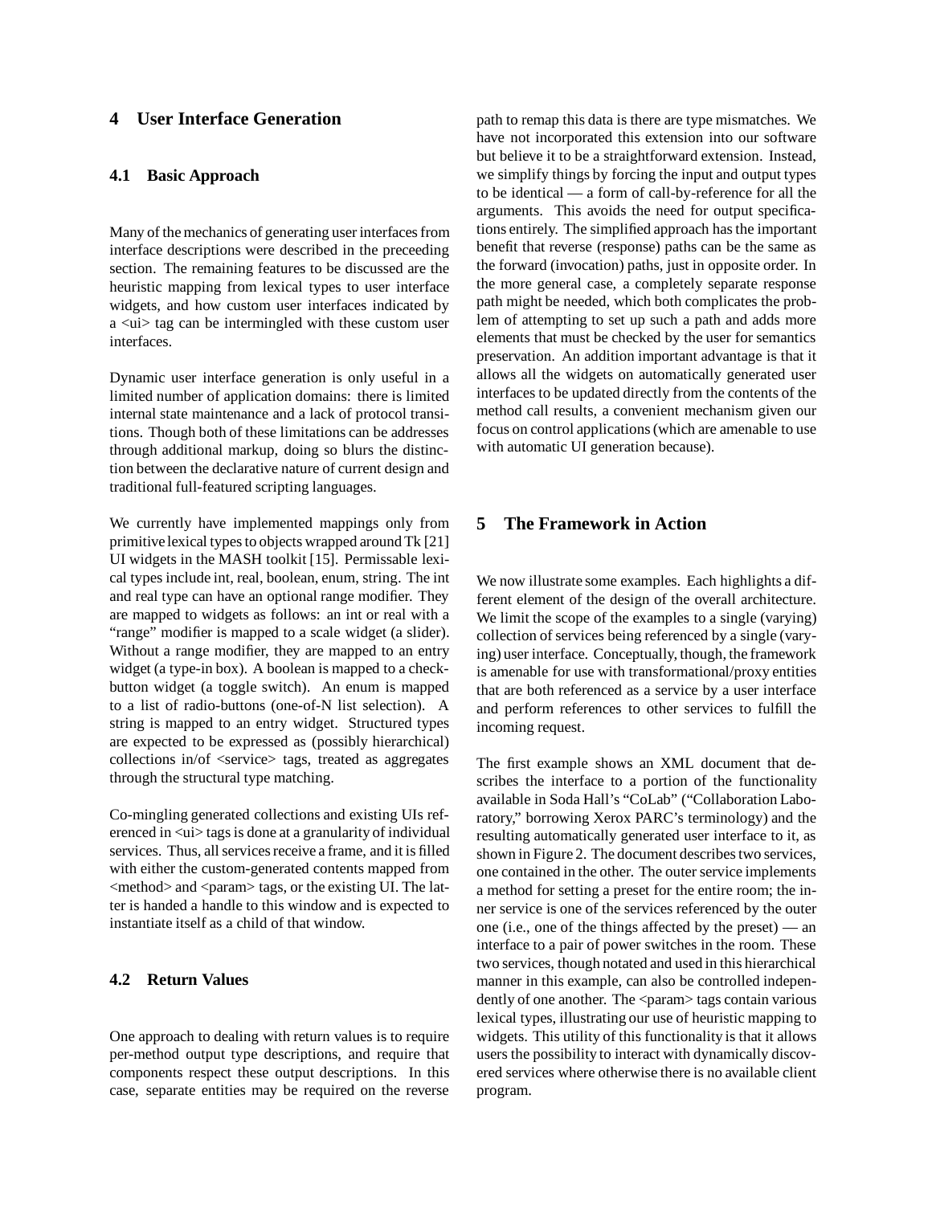## 4 User Interface Generation

### 4.1 Basic Approach

Many of the mechanics of generating user interfaces from interface descriptions were described in the preceeding section. The remaining features to be discussed are the heuristic mapping from lexical types to user interface widgets, and how custom user interfaces indicated by a <ui> tag can be intermingled with these custom user interfaces.

Dynamic user interface generation is only useful in a limited number of application domains: there is limited internal state maintenance and a lack of protocol transitions. Though both of these limitations can be addresses through additional markup, doing so blurs the distinction between the declarative nature of current design and traditional full-featured scripting languages.

We currently have implemented mappings only from primitive lexical types to objects wrapped around Tk [21] UI widgets in the MASH toolkit [15]. Permissable lexical types include int, real, boolean, enum, string. The int and real type can have an optional range modifier. They are mapped to widgets as follows: an int or real with a "range" modifier is mapped to a scale widget (a slider). Without a range modifier, they are mapped to an entry widget (a type-in box). A boolean is mapped to a checkbutton widget (a toggle switch). An enum is mapped to a list of radio-buttons (one-of-N list selection). A string is mapped to an entry widget. Structured types are expected to be expressed as (possibly hierarchical) collections in/of <service> tags, treated as aggregates through the structural type matching.

Co-mingling generated collections and existing UIs referenced in <ui> tags is done at a granularity of individual services. Thus, all services receive a frame, and it is filled with either the custom-generated contents mapped from <method> and <param> tags, or the existing UI. The latter is handed a handle to this window and is expected to instantiate itself as a child of that window.

### 4.2 Return Values

One approach to dealing with return values is to require per-method output type descriptions, and require that components respect these output descriptions. In this case, separate entities may be required on the reverse path to remap this data is there are type mismatches. We have not incorporated this extension into our software but believe it to be a straightforward extension. Instead, we simplify things by forcing the input and output types to be identical — a form of call-by-reference for all the arguments. This avoids the need for output specifications entirely. The simplified approach has the important benefit that reverse (response) paths can be the same as the forward (invocation) paths, just in opposite order. In the more general case, a completely separate response path might be needed, which both complicates the problem of attempting to set up such a path and adds more elements that must be checked by the user for semantics preservation. An addition important advantage is that it allows all the widgets on automatically generated user interfaces to be updated directly from the contents of the method call results, a convenient mechanism given our focus on control applications (which are amenable to use with automatic UI generation because).

## 5 The Framework in Action

We now illustrate some examples. Each highlights a different element of the design of the overall architecture. We limit the scope of the examples to a single (varying) collection of services being referenced by a single (varying) user interface. Conceptually, though, the framework is amenable for use with transformational/proxy entities that are both referenced as a service by a user interface and perform references to other services to fulfill the incoming request.

The first example shows an XML document that describes the interface to a portion of the functionality available in Soda Hall's "CoLab" ("Collaboration Laboratory," borrowing Xerox PARC's terminology) and the resulting automatically generated user interface to it, as shown in Figure 2. The document describes two services, one contained in the other. The outer service implements a method for setting a preset for the entire room; the inner service is one of the services referenced by the outer one (i.e., one of the things affected by the preset) — an interface to a pair of power switches in the room. These two services, though notated and used in this hierarchical manner in this example, can also be controlled independently of one another. The <param> tags contain various lexical types, illustrating our use of heuristic mapping to widgets. This utility of this functionality is that it allows users the possibility to interact with dynamically discovered services where otherwise there is no available client program.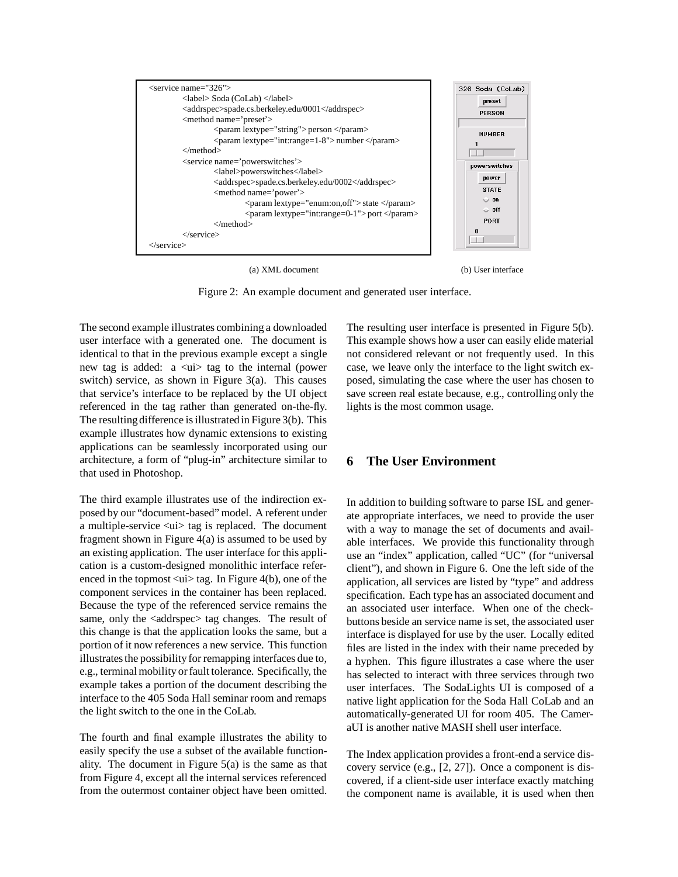```
<service name="326">
        <label> Soda (CoLab) </label>
        <addrspec>spade.cs.berkeley.edu/0001</addrspec>
        <method name='preset'>
                <param lextype="string"> person </param>
                <param lextype="int:range=1-8"> number </param>
        </method>
        <service name='powerswitches'>
                <label>powerswitches</label>
                <addrspec>spade.cs.berkeley.edu/0002</addrspec>
                <method name='power'>
                        <param lextype="enum:on,off"> state </param>
                        <param lextype="int:range=0-1"> port </param>
                </method>
        </service>
</service>
```

(a) XML document

(b) User interface

Figure 2: An example document and generated user interface.

The second example illustrates combining a downloaded user interface with a generated one. The document is identical to that in the previous example except a single new tag is added: a <ui> tag to the internal (power switch) service, as shown in Figure 3(a). This causes that service's interface to be replaced by the UI object referenced in the tag rather than generated on-the-fly. The resulting difference is illustrated in Figure 3(b). This example illustrates how dynamic extensions to existing applications can be seamlessly incorporated using our architecture, a form of "plug-in" architecture similar to that used in Photoshop.

The third example illustrates use of the indirection exposed by our "document-based" model. A referent under a multiple-service <ui> tag is replaced. The document fragment shown in Figure 4(a) is assumed to be used by an existing application. The user interface for this application is a custom-designed monolithic interface referenced in the topmost <ui> tag. In Figure 4(b), one of the component services in the container has been replaced. Because the type of the referenced service remains the same, only the <addrspec> tag changes. The result of this change is that the application looks the same, but a portion of it now references a new service. This function illustrates the possibility for remapping interfaces due to, e.g., terminal mobility or fault tolerance. Specifically, the example takes a portion of the document describing the interface to the 405 Soda Hall seminar room and remaps the light switch to the one in the CoLab.

The fourth and final example illustrates the ability to easily specify the use a subset of the available functionality. The document in Figure 5(a) is the same as that from Figure 4, except all the internal services referenced from the outermost container object have been omitted. The resulting user interface is presented in Figure 5(b). This example shows how a user can easily elide material not considered relevant or not frequently used. In this case, we leave only the interface to the light switch exposed, simulating the case where the user has chosen to save screen real estate because, e.g., controlling only the lights is the most common usage.

## 6 The User Environment

In addition to building software to parse ISL and generate appropriate interfaces, we need to provide the user with a way to manage the set of documents and available interfaces. We provide this functionality through use an "index" application, called "UC" (for "universal client"), and shown in Figure 6. One the left side of the application, all services are listed by "type" and address specification. Each type has an associated document and an associated user interface. When one of the checkbuttons beside an service name is set, the associated user interface is displayed for use by the user. Locally edited files are listed in the index with their name preceded by a hyphen. This figure illustrates a case where the user has selected to interact with three services through two user interfaces. The SodaLights UI is composed of a native light application for the Soda Hall CoLab and an automatically-generated UI for room 405. The CameraUI is another native MASH shell user interface.

The Index application provides a front-end a service discovery service (e.g., [2, 27]). Once a component is discovered, if a client-side user interface exactly matching the component name is available, it is used when then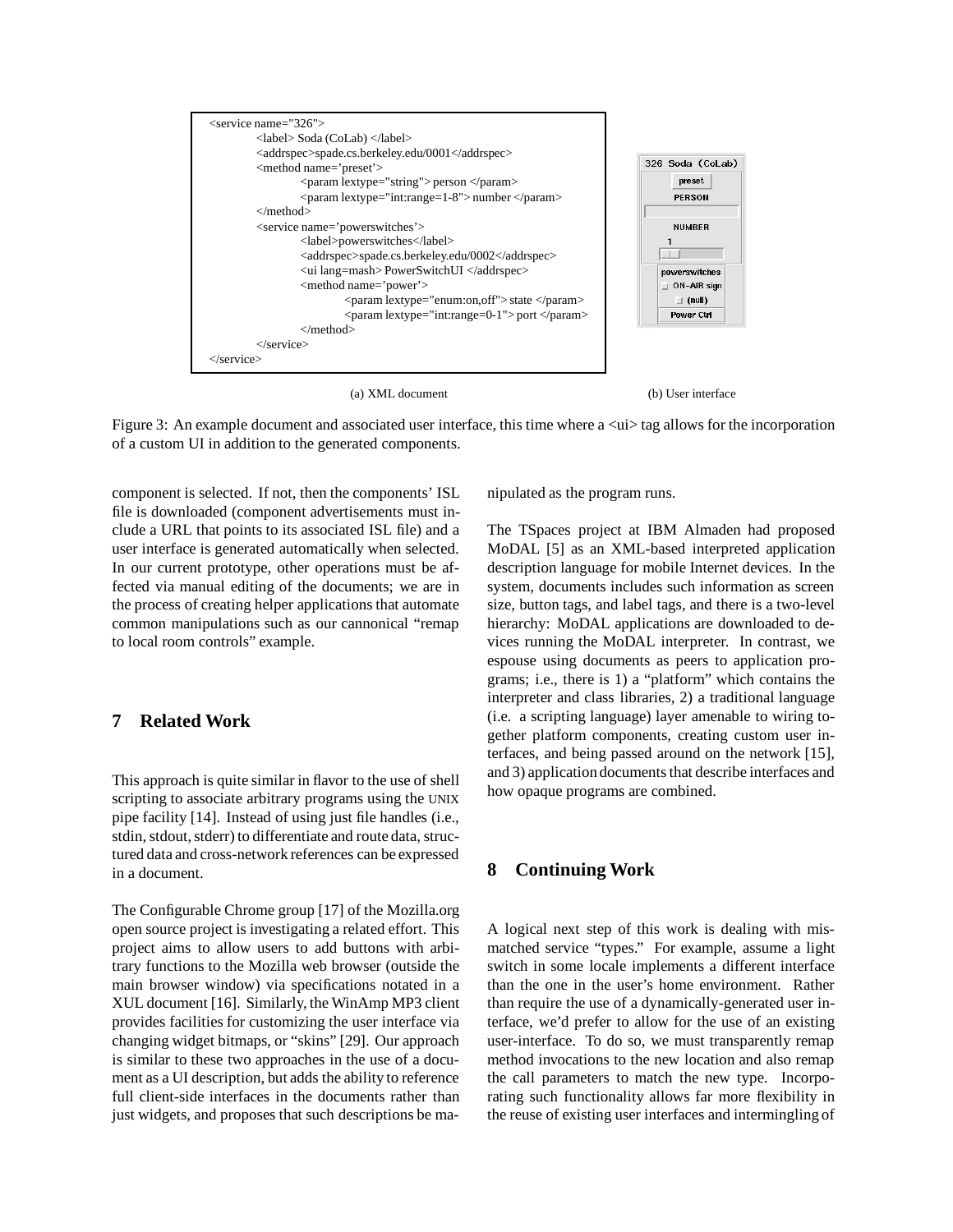```
<service name="326">
    <label> Soda (CoLab) </label>
    <addrspec>spade.cs.berkeley.edu/0001</addrspec>
    <method name='preset'>
        <param lextype="string"> person </param>
        <param lextype="int:range=1-8"> number </param>
    </method>
    <service name='powerswitches'>
        <label>powerswitches</label>
        <addrspec>spade.cs.berkeley.edu/0002</addrspec>
        <ui lang=mash> PowerSwitchUI </addrspec>
        <method name='power'>
            <param lextype="enum:on,off"> state </param>
            <param lextype="int:range=0-1"> port </param>
        </method>
    </service>
</service>
```

(a) XML document

326 Soda (CoLab)
preset
PERSON
NUMBER
1
powerswitches
ON-AIR sign
(null)
Power Ctrl

(b) User interface

Figure 3: An example document and associated user interface, this time where a <ui> tag allows for the incorporation of a custom UI in addition to the generated components.

component is selected. If not, then the components' ISL file is downloaded (component advertisements must include a URL that points to its associated ISL file) and a user interface is generated automatically when selected. In our current prototype, other operations must be affected via manual editing of the documents; we are in the process of creating helper applications that automate common manipulations such as our cannonical "remap to local room controls" example.

## 7 Related Work

This approach is quite similar in flavor to the use of shell scripting to associate arbitrary programs using the UNIX pipe facility [14]. Instead of using just file handles (i.e., stdin, stdout, stderr) to differentiate and route data, structured data and cross-network references can be expressed in a document.

The Configurable Chrome group [17] of the Mozilla.org open source project is investigating a related effort. This project aims to allow users to add buttons with arbitrary functions to the Mozilla web browser (outside the main browser window) via specifications notated in a XUL document [16]. Similarly, the WinAmp MP3 client provides facilities for customizing the user interface via changing widget bitmaps, or "skins" [29]. Our approach is similar to these two approaches in the use of a document as a UI description, but adds the ability to reference full client-side interfaces in the documents rather than just widgets, and proposes that such descriptions be manipulated as the program runs.

The TSpaces project at IBM Almaden had proposed MoDAL [5] as an XML-based interpreted application description language for mobile Internet devices. In the system, documents includes such information as screen size, button tags, and label tags, and there is a two-level hierarchy: MoDAL applications are downloaded to devices running the MoDAL interpreter. In contrast, we espouse using documents as peers to application programs; i.e., there is 1) a "platform" which contains the interpreter and class libraries, 2) a traditional language (i.e. a scripting language) layer amenable to wiring together platform components, creating custom user interfaces, and being passed around on the network [15], and 3) application documents that describe interfaces and how opaque programs are combined.

## 8 Continuing Work

A logical next step of this work is dealing with mismatched service "types." For example, assume a light switch in some locale implements a different interface than the one in the user's home environment. Rather than require the use of a dynamically-generated user interface, we'd prefer to allow for the use of an existing user-interface. To do so, we must transparently remap method invocations to the new location and also remap the call parameters to match the new type. Incorporating such functionality allows far more flexibility in the reuse of existing user interfaces and intermingling of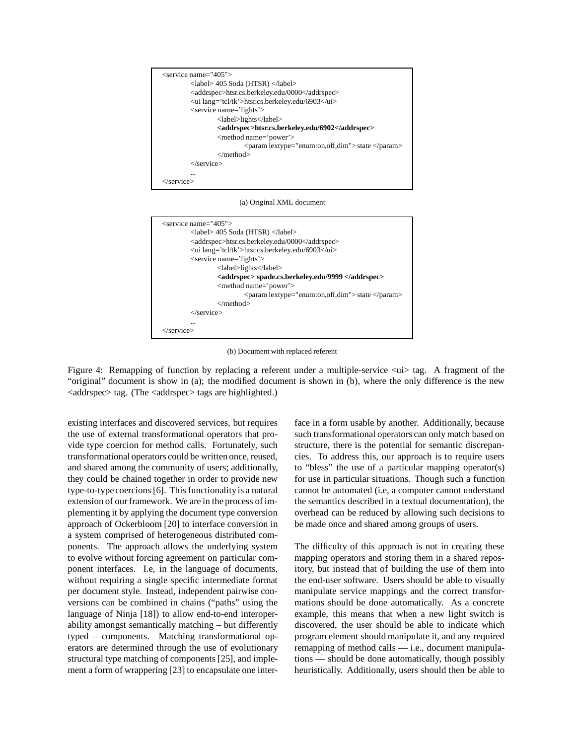```
<service name="405">
        <label> 405 Soda (HTSR) </label>
        <addrspec>htsr.cs.berkeley.edu/0000</addrspec>
        <ui lang='tcl/tk'>htsr.cs.berkeley.edu/6903</ui>
        <service name='lights'>
                <label>lights</label>
                <addrspec>htsr.cs.berkeley.edu/6902</addrspec>
                <method name='power'>
                        <param lextype="enum:on,off,dim"> state </param>
                </method>
        </service>
        ...
</service>
```

(a) Original XML document

```
<service name="405">
        <label> 405 Soda (HTSR) </label>
        <addrspec>htsr.cs.berkeley.edu/0000</addrspec>
        <ui lang='tcl/tk'>htsr.cs.berkeley.edu/6903</ui>
        <service name='lights'>
                <label>lights</label>
                <addrspec> spade.cs.berkeley.edu/9999 </addrspec>
                <method name='power'>
                        <param lextype="enum:on,off,dim"> state </param>
                </method>
        </service>
        ...
</service>
```

(b) Document with replaced referent

Figure 4: Remapping of function by replacing a referent under a multiple-service <ui> tag. A fragment of the "original" document is show in (a); the modified document is shown in (b), where the only difference is the new <addrspec> tag. (The <addrspec> tags are highlighted.)

existing interfaces and discovered services, but requires the use of external transformational operators that provide type coercion for method calls. Fortunately, such transformational operators could be written once, reused, and shared among the community of users; additionally, they could be chained together in order to provide new type-to-type coercions [6]. This functionality is a natural extension of our framework. We are in the process of implementing it by applying the document type conversion approach of Ockerbloom [20] to interface conversion in a system comprised of heterogeneous distributed components. The approach allows the underlying system to evolve without forcing agreement on particular component interfaces. I.e, in the language of documents, without requiring a single specific intermediate format per document style. Instead, independent pairwise conversions can be combined in chains ("paths" using the language of Ninja [18]) to allow end-to-end interoperability amongst semantically matching – but differently typed – components. Matching transformational operators are determined through the use of evolutionary structural type matching of components [25], and implement a form of wrappering [23] to encapsulate one interface in a form usable by another. Additionally, because such transformational operators can only match based on structure, there is the potential for semantic discrepancies. To address this, our approach is to require users to "bless" the use of a particular mapping operator(s) for use in particular situations. Though such a function cannot be automated (i.e, a computer cannot understand the semantics described in a textual documentation), the overhead can be reduced by allowing such decisions to be made once and shared among groups of users.

The difficulty of this approach is not in creating these mapping operators and storing them in a shared repository, but instead that of building the use of them into the end-user software. Users should be able to visually manipulate service mappings and the correct transformations should be done automatically. As a concrete example, this means that when a new light switch is discovered, the user should be able to indicate which program element should manipulate it, and any required remapping of method calls — i.e., document manipulations — should be done automatically, though possibly heuristically. Additionally, users should then be able to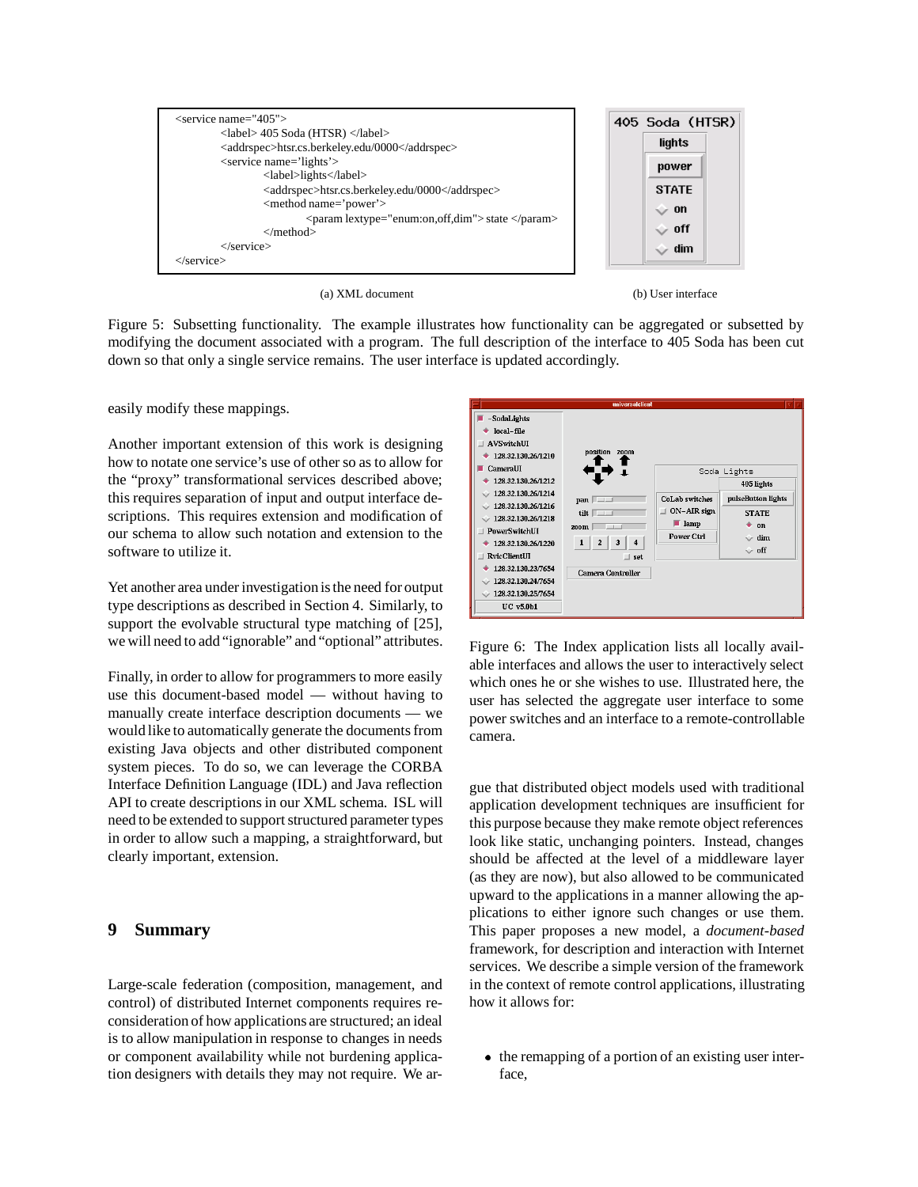```
<service name="405">
        <label> 405 Soda (HTSR) </label>
        <addrspec>htsr.cs.berkeley.edu/0000</addrspec>
        <service name='lights'>
                <label>lights</label>
                <addrspec>htsr.cs.berkeley.edu/0000</addrspec>
                <method name='power'>
                        <param lextype="enum:on,off,dim"> state </param>
                </method>
        </service>
</service>
```

(a) XML document

(b) User interface

Figure 5: Subsetting functionality. The example illustrates how functionality can be aggregated or subsetted by modifying the document associated with a program. The full description of the interface to 405 Soda has been cut down so that only a single service remains. The user interface is updated accordingly.

easily modify these mappings.

Another important extension of this work is designing how to notate one service's use of other so as to allow for the "proxy" transformational services described above; this requires separation of input and output interface descriptions. This requires extension and modification of our schema to allow such notation and extension to the software to utilize it.

Yet another area under investigation is the need for output type descriptions as described in Section 4. Similarly, to support the evolvable structural type matching of [25], we will need to add "ignorable" and "optional" attributes.

Finally, in order to allow for programmers to more easily use this document-based model — without having to manually create interface description documents — we would like to automatically generate the documents from existing Java objects and other distributed component system pieces. To do so, we can leverage the CORBA Interface Definition Language (IDL) and Java reflection API to create descriptions in our XML schema. ISL will need to be extended to support structured parameter types in order to allow such a mapping, a straightforward, but clearly important, extension.

## 9 Summary

Large-scale federation (composition, management, and control) of distributed Internet components requires reconsideration of how applications are structured; an ideal is to allow manipulation in response to changes in needs or component availability while not burdening application designers with details they may not require. We argue that distributed object models used with traditional application development techniques are insufficient for this purpose because they make remote object references look like static, unchanging pointers. Instead, changes should be affected at the level of a middleware layer (as they are now), but also allowed to be communicated upward to the applications in a manner allowing the applications to either ignore such changes or use them. This paper proposes a new model, a *document-based* framework, for description and interaction with Internet services. We describe a simple version of the framework in the context of remote control applications, illustrating how it allows for:

- the remapping of a portion of an existing user interface,

Figure 6: The Index application lists all locally available interfaces and allows the user to interactively select which ones he or she wishes to use. Illustrated here, the user has selected the aggregate user interface to some power switches and an interface to a remote-controllable camera.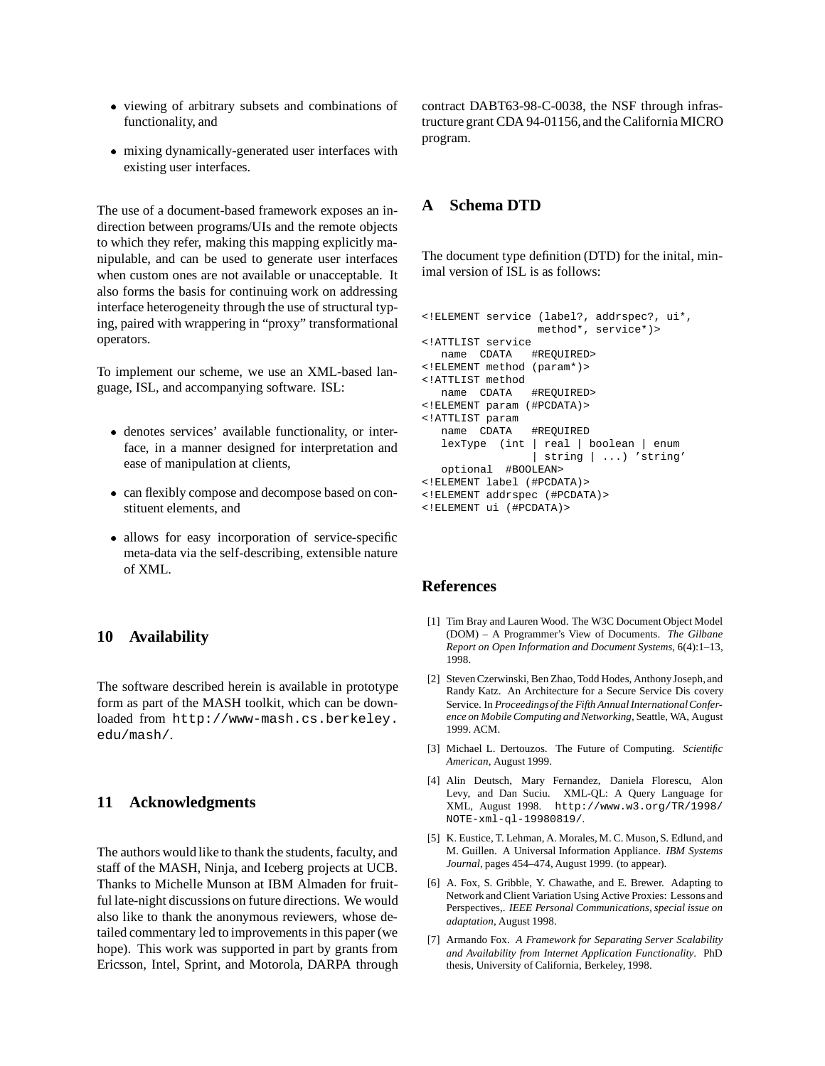- viewing of arbitrary subsets and combinations of functionality, and
- mixing dynamically-generated user interfaces with existing user interfaces.

The use of a document-based framework exposes an indirection between programs/UIs and the remote objects to which they refer, making this mapping explicitly manipulable, and can be used to generate user interfaces when custom ones are not available or unacceptable. It also forms the basis for continuing work on addressing interface heterogeneity through the use of structural typing, paired with wrappering in "proxy" transformational operators.

To implement our scheme, we use an XML-based language, ISL, and accompanying software. ISL:

- denotes services' available functionality, or interface, in a manner designed for interpretation and ease of manipulation at clients,
- can flexibly compose and decompose based on constituent elements, and
- allows for easy incorporation of service-specific meta-data via the self-describing, extensible nature of XML.

## 10 Availability

The software described herein is available in prototype form as part of the MASH toolkit, which can be downloaded from `http://www-mash.cs.berkeley.edu/mash/`.

## 11 Acknowledgments

The authors would like to thank the students, faculty, and staff of the MASH, Ninja, and Iceberg projects at UCB. Thanks to Michelle Munson at IBM Almaden for fruitful late-night discussions on future directions. We would also like to thank the anonymous reviewers, whose detailed commentary led to improvements in this paper (we hope). This work was supported in part by grants from Ericsson, Intel, Sprint, and Motorola, DARPA through contract DABT63-98-C-0038, the NSF through infrastructure grant CDA 94-01156, and the California MICRO program.

## A Schema DTD

The document type definition (DTD) for the inital, minimal version of ISL is as follows:

```
<!ELEMENT service (label?, addrspec?, ui*,
               method*, service*)>
<!ATTLIST service
   name  CDATA   #REQUIRED>
<!ELEMENT method (param*)>
<!ATTLIST method
   name  CDATA   #REQUIRED>
<!ELEMENT param (#PCDATA)>
<!ATTLIST param
   name  CDATA   #REQUIRED
   lexType  (int | real | boolean | enum
              | string | ...) 'string'
   optional  #BOOLEAN>
<!ELEMENT label (#PCDATA)>
<!ELEMENT addrspec (#PCDATA)>
<!ELEMENT ui (#PCDATA)>
```

## References

[1] Tim Bray and Lauren Wood. The W3C Document Object Model (DOM) – A Programmer's View of Documents. *The Gilbane Report on Open Information and Document Systems*, 6(4):1–13, 1998.

[2] Steven Czerwinski, Ben Zhao, Todd Hodes, Anthony Joseph, and Randy Katz. An Architecture for a Secure Service Dis covery Service. In *Proceedings of the Fifth Annual International Conference on Mobile Computing and Networking*, Seattle, WA, August 1999. ACM.

[3] Michael L. Dertouzos. The Future of Computing. *Scientific American*, August 1999.

[4] Alin Deutsch, Mary Fernandez, Daniela Florescu, Alon Levy, and Dan Suciu. XML-QL: A Query Language for XML, August 1998. `http://www.w3.org/TR/1998/NOTE-xml-ql-19980819/`.

[5] K. Eustice, T. Lehman, A. Morales, M. C. Muson, S. Edlund, and M. Guillen. A Universal Information Appliance. *IBM Systems Journal*, pages 454–474, August 1999. (to appear).

[6] A. Fox, S. Gribble, Y. Chawathe, and E. Brewer. Adapting to Network and Client Variation Using Active Proxies: Lessons and Perspectives,. *IEEE Personal Communications, special issue on adaptation*, August 1998.

[7] Armando Fox. *A Framework for Separating Server Scalability and Availability from Internet Application Functionality*. PhD thesis, University of California, Berkeley, 1998.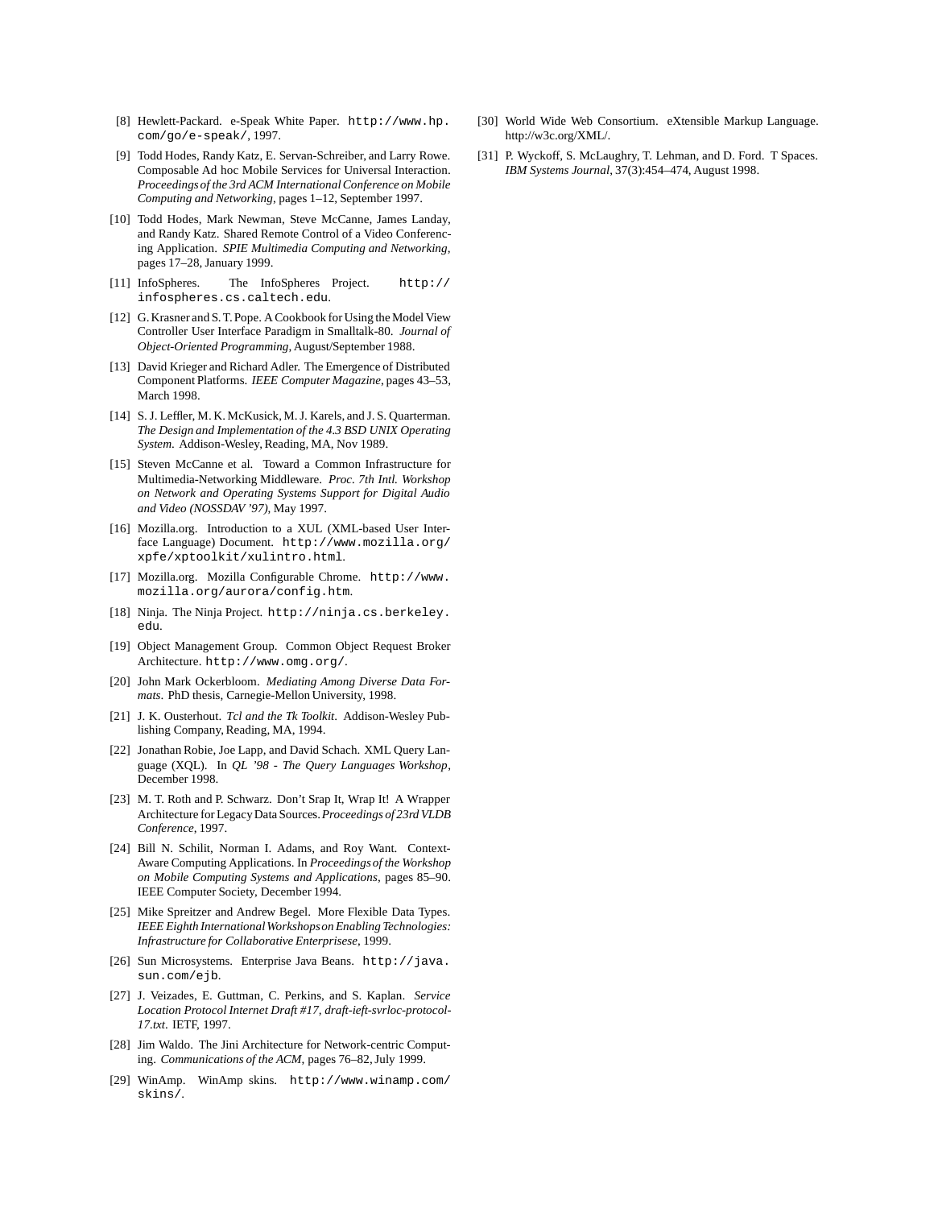[8] Hewlett-Packard. e-Speak White Paper. http://www.hp.com/go/e-speak/, 1997.

[9] Todd Hodes, Randy Katz, E. Servan-Schreiber, and Larry Rowe. Composable Ad hoc Mobile Services for Universal Interaction. *Proceedings of the 3rd ACM International Conference on Mobile Computing and Networking*, pages 1–12, September 1997.

[10] Todd Hodes, Mark Newman, Steve McCanne, James Landay, and Randy Katz. Shared Remote Control of a Video Conferencing Application. *SPIE Multimedia Computing and Networking*, pages 17–28, January 1999.

[11] InfoSpheres. The InfoSpheres Project. http://infospheres.cs.caltech.edu.

[12] G. Krasner and S. T. Pope. A Cookbook for Using the Model View Controller User Interface Paradigm in Smalltalk-80. *Journal of Object-Oriented Programming*, August/September 1988.

[13] David Krieger and Richard Adler. The Emergence of Distributed Component Platforms. *IEEE Computer Magazine*, pages 43–53, March 1998.

[14] S. J. Leffler, M. K. McKusick, M. J. Karels, and J. S. Quarterman. *The Design and Implementation of the 4.3 BSD UNIX Operating System*. Addison-Wesley, Reading, MA, Nov 1989.

[15] Steven McCanne et al. Toward a Common Infrastructure for Multimedia-Networking Middleware. *Proc. 7th Intl. Workshop on Network and Operating Systems Support for Digital Audio and Video (NOSSDAV '97)*, May 1997.

[16] Mozilla.org. Introduction to a XUL (XML-based User Interface Language) Document. http://www.mozilla.org/xpfe/xptoolkit/xulintro.html.

[17] Mozilla.org. Mozilla Configurable Chrome. http://www.mozilla.org/aurora/config.htm.

[18] Ninja. The Ninja Project. http://ninja.cs.berkeley.edu.

[19] Object Management Group. Common Object Request Broker Architecture. http://www.omg.org/.

[20] John Mark Ockerbloom. *Mediating Among Diverse Data Formats*. PhD thesis, Carnegie-Mellon University, 1998.

[21] J. K. Ousterhout. *Tcl and the Tk Toolkit*. Addison-Wesley Publishing Company, Reading, MA, 1994.

[22] Jonathan Robie, Joe Lapp, and David Schach. XML Query Language (XQL). In *QL '98 - The Query Languages Workshop*, December 1998.

[23] M. T. Roth and P. Schwarz. Don't Srap It, Wrap It! A Wrapper Architecture for Legacy Data Sources. *Proceedings of 23rd VLDB Conference*, 1997.

[24] Bill N. Schilit, Norman I. Adams, and Roy Want. Context-Aware Computing Applications. In *Proceedings of the Workshop on Mobile Computing Systems and Applications*, pages 85–90. IEEE Computer Society, December 1994.

[25] Mike Spreitzer and Andrew Begel. More Flexible Data Types. *IEEE Eighth International Workshops on Enabling Technologies: Infrastructure for Collaborative Enterprisese*, 1999.

[26] Sun Microsystems. Enterprise Java Beans. http://java.sun.com/ejb.

[27] J. Veizades, E. Guttman, C. Perkins, and S. Kaplan. *Service Location Protocol Internet Draft #17, draft-ieft-svrloc-protocol-17.txt*. IETF, 1997.

[28] Jim Waldo. The Jini Architecture for Network-centric Computing. *Communications of the ACM*, pages 76–82, July 1999.

[29] WinAmp. WinAmp skins. http://www.winamp.com/skins/.

[30] World Wide Web Consortium. eXtensible Markup Language. http://w3c.org/XML/.

[31] P. Wyckoff, S. McLaughry, T. Lehman, and D. Ford. T Spaces. *IBM Systems Journal*, 37(3):454–474, August 1998.